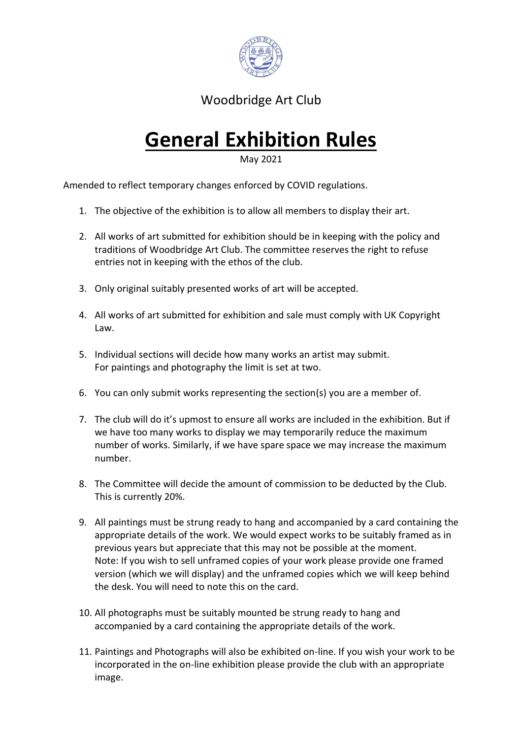Woodbridge Art Club

# General Exhibition Rules

May 2021

Amended to reflect temporary changes enforced by COVID regulations.

1. The objective of the exhibition is to allow all members to display their art.

2. All works of art submitted for exhibition should be in keeping with the policy and traditions of Woodbridge Art Club. The committee reserves the right to refuse entries not in keeping with the ethos of the club.

3. Only original suitably presented works of art will be accepted.

4. All works of art submitted for exhibition and sale must comply with UK Copyright Law.

5. Individual sections will decide how many works an artist may submit.
   For paintings and photography the limit is set at two.

6. You can only submit works representing the section(s) you are a member of.

7. The club will do it's upmost to ensure all works are included in the exhibition. But if we have too many works to display we may temporarily reduce the maximum number of works. Similarly, if we have spare space we may increase the maximum number.

8. The Committee will decide the amount of commission to be deducted by the Club. This is currently 20%.

9. All paintings must be strung ready to hang and accompanied by a card containing the appropriate details of the work. We would expect works to be suitably framed as in previous years but appreciate that this may not be possible at the moment.
   Note: If you wish to sell unframed copies of your work please provide one framed version (which we will display) and the unframed copies which we will keep behind the desk. You will need to note this on the card.

10. All photographs must be suitably mounted be strung ready to hang and accompanied by a card containing the appropriate details of the work.

11. Paintings and Photographs will also be exhibited on-line. If you wish your work to be incorporated in the on-line exhibition please provide the club with an appropriate image.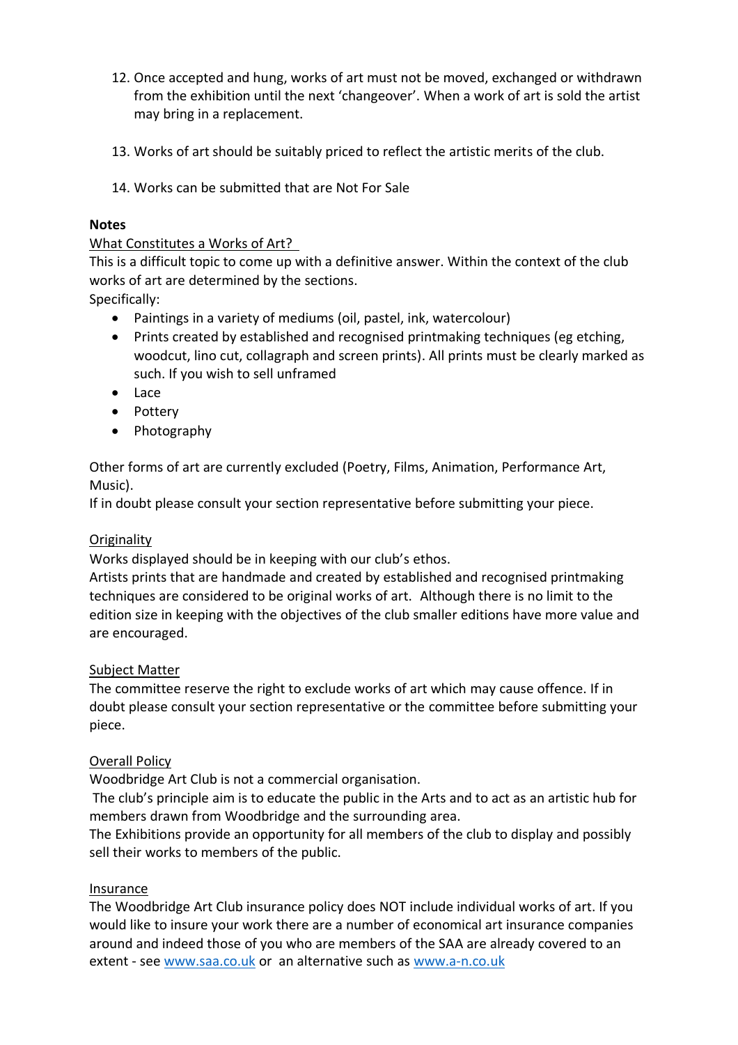12. Once accepted and hung, works of art must not be moved, exchanged or withdrawn from the exhibition until the next 'changeover'. When a work of art is sold the artist may bring in a replacement.

13. Works of art should be suitably priced to reflect the artistic merits of the club.

14. Works can be submitted that are Not For Sale

**Notes**

<u>What Constitutes a Works of Art?</u>

This is a difficult topic to come up with a definitive answer. Within the context of the club works of art are determined by the sections.
Specifically:

- Paintings in a variety of mediums (oil, pastel, ink, watercolour)
- Prints created by established and recognised printmaking techniques (eg etching, woodcut, lino cut, collagraph and screen prints). All prints must be clearly marked as such. If you wish to sell unframed
- Lace
- Pottery
- Photography

Other forms of art are currently excluded (Poetry, Films, Animation, Performance Art, Music).
If in doubt please consult your section representative before submitting your piece.

<u>Originality</u>

Works displayed should be in keeping with our club's ethos.
Artists prints that are handmade and created by established and recognised printmaking techniques are considered to be original works of art. Although there is no limit to the edition size in keeping with the objectives of the club smaller editions have more value and are encouraged.

<u>Subject Matter</u>

The committee reserve the right to exclude works of art which may cause offence. If in doubt please consult your section representative or the committee before submitting your piece.

<u>Overall Policy</u>

Woodbridge Art Club is not a commercial organisation.
The club's principle aim is to educate the public in the Arts and to act as an artistic hub for members drawn from Woodbridge and the surrounding area.
The Exhibitions provide an opportunity for all members of the club to display and possibly sell their works to members of the public.

<u>Insurance</u>

The Woodbridge Art Club insurance policy does NOT include individual works of art. If you would like to insure your work there are a number of economical art insurance companies around and indeed those of you who are members of the SAA are already covered to an extent - see www.saa.co.uk or an alternative such as www.a-n.co.uk